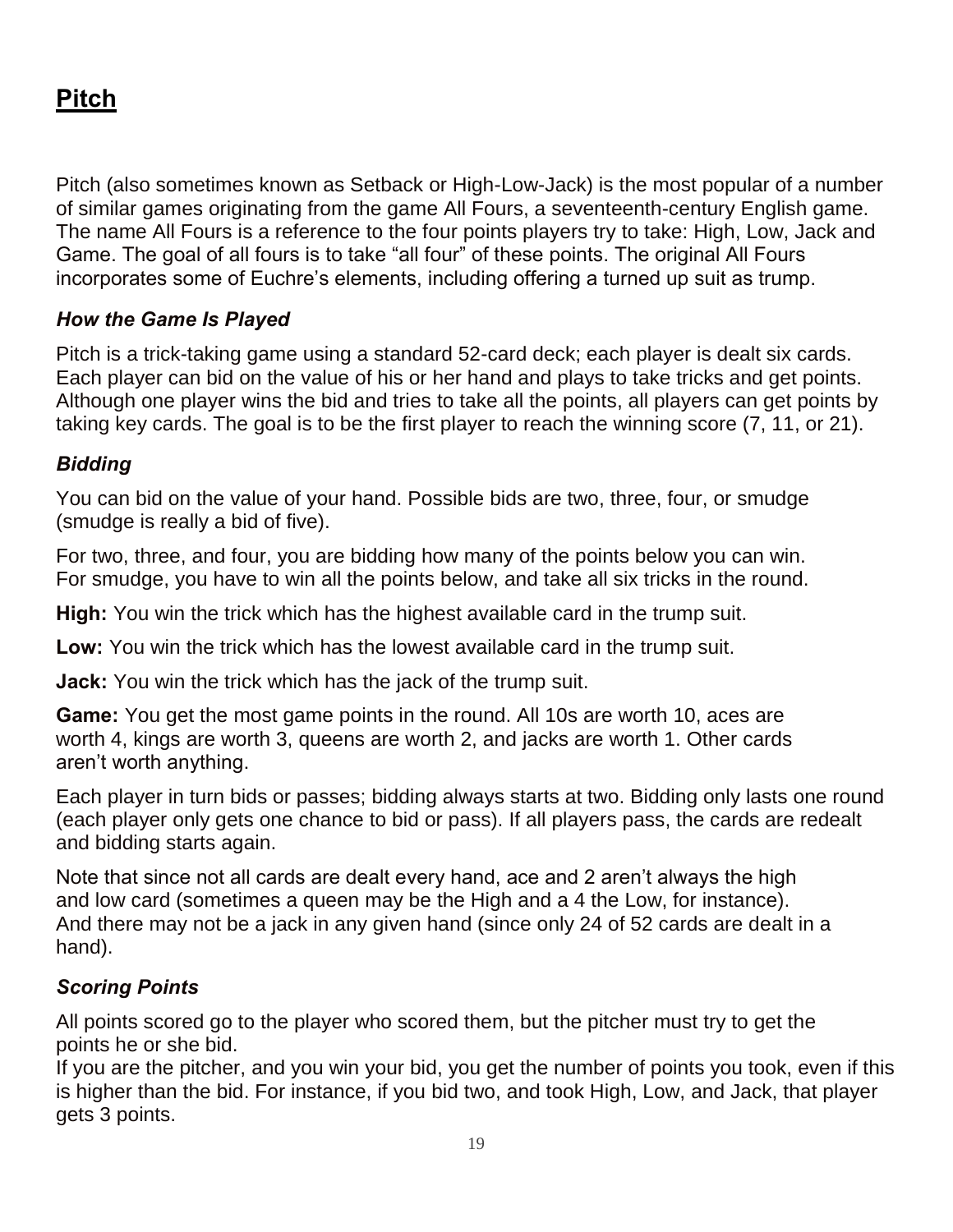# Pitch

Pitch (also sometimes known as Setback or High-Low-Jack) is the most popular of a number of similar games originating from the game All Fours, a seventeenth-century English game. The name All Fours is a reference to the four points players try to take: High, Low, Jack and Game. The goal of all fours is to take "all four" of these points. The original All Fours incorporates some of Euchre's elements, including offering a turned up suit as trump.

### *How the Game Is Played*

Pitch is a trick-taking game using a standard 52-card deck; each player is dealt six cards. Each player can bid on the value of his or her hand and plays to take tricks and get points. Although one player wins the bid and tries to take all the points, all players can get points by taking key cards. The goal is to be the first player to reach the winning score (7, 11, or 21).

### *Bidding*

You can bid on the value of your hand. Possible bids are two, three, four, or smudge (smudge is really a bid of five).

For two, three, and four, you are bidding how many of the points below you can win. For smudge, you have to win all the points below, and take all six tricks in the round.

**High:** You win the trick which has the highest available card in the trump suit.

**Low:** You win the trick which has the lowest available card in the trump suit.

**Jack:** You win the trick which has the jack of the trump suit.

**Game:** You get the most game points in the round. All 10s are worth 10, aces are worth 4, kings are worth 3, queens are worth 2, and jacks are worth 1. Other cards aren't worth anything.

Each player in turn bids or passes; bidding always starts at two. Bidding only lasts one round (each player only gets one chance to bid or pass). If all players pass, the cards are redealt and bidding starts again.

Note that since not all cards are dealt every hand, ace and 2 aren't always the high and low card (sometimes a queen may be the High and a 4 the Low, for instance). And there may not be a jack in any given hand (since only 24 of 52 cards are dealt in a hand).

### *Scoring Points*

All points scored go to the player who scored them, but the pitcher must try to get the points he or she bid.

If you are the pitcher, and you win your bid, you get the number of points you took, even if this is higher than the bid. For instance, if you bid two, and took High, Low, and Jack, that player gets 3 points.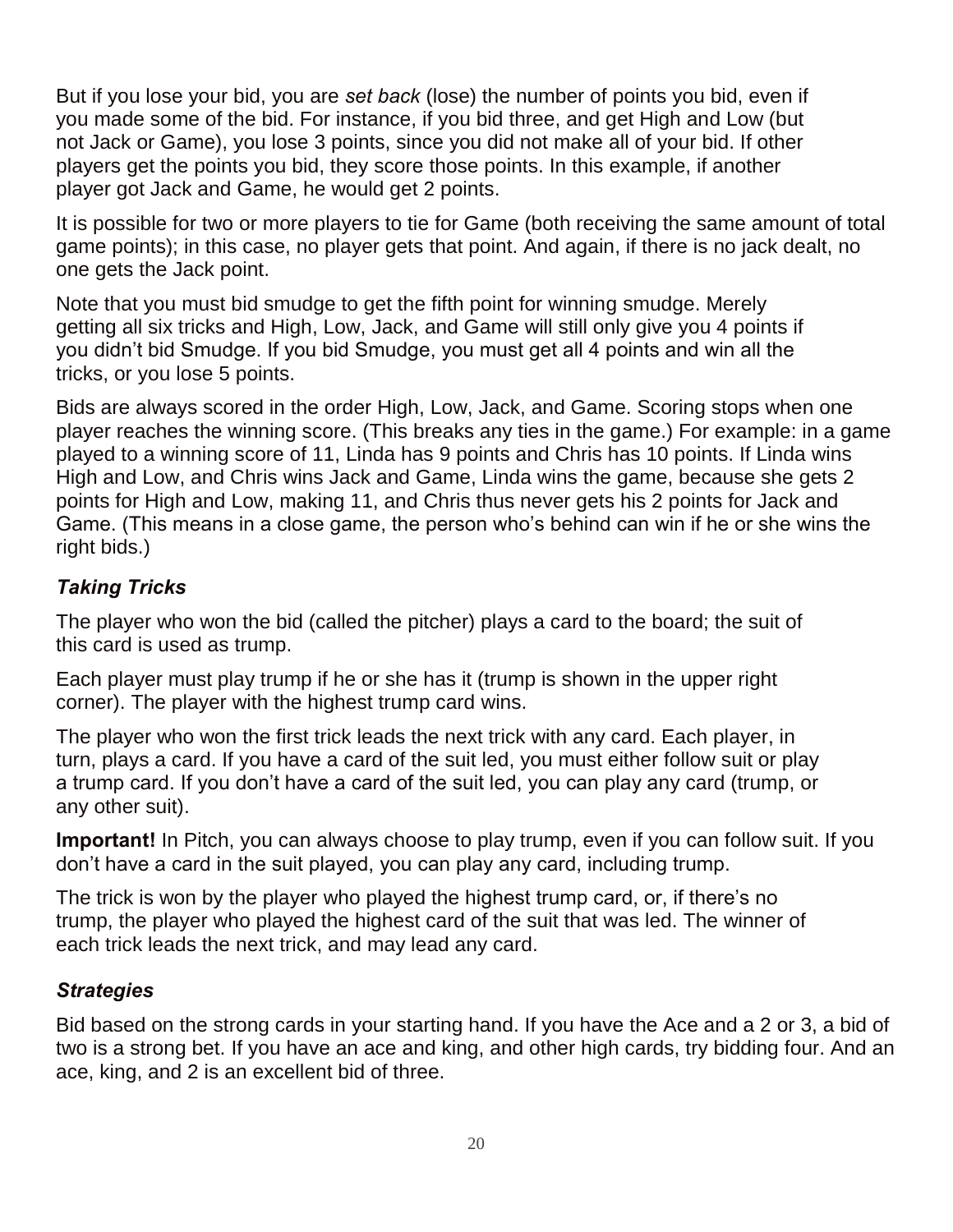But if you lose your bid, you are *set back* (lose) the number of points you bid, even if you made some of the bid. For instance, if you bid three, and get High and Low (but not Jack or Game), you lose 3 points, since you did not make all of your bid. If other players get the points you bid, they score those points. In this example, if another player got Jack and Game, he would get 2 points.

It is possible for two or more players to tie for Game (both receiving the same amount of total game points); in this case, no player gets that point. And again, if there is no jack dealt, no one gets the Jack point.

Note that you must bid smudge to get the fifth point for winning smudge. Merely getting all six tricks and High, Low, Jack, and Game will still only give you 4 points if you didn't bid Smudge. If you bid Smudge, you must get all 4 points and win all the tricks, or you lose 5 points.

Bids are always scored in the order High, Low, Jack, and Game. Scoring stops when one player reaches the winning score. (This breaks any ties in the game.) For example: in a game played to a winning score of 11, Linda has 9 points and Chris has 10 points. If Linda wins High and Low, and Chris wins Jack and Game, Linda wins the game, because she gets 2 points for High and Low, making 11, and Chris thus never gets his 2 points for Jack and Game. (This means in a close game, the person who's behind can win if he or she wins the right bids.)

### *Taking Tricks*

The player who won the bid (called the pitcher) plays a card to the board; the suit of this card is used as trump.

Each player must play trump if he or she has it (trump is shown in the upper right corner). The player with the highest trump card wins.

The player who won the first trick leads the next trick with any card. Each player, in turn, plays a card. If you have a card of the suit led, you must either follow suit or play a trump card. If you don't have a card of the suit led, you can play any card (trump, or any other suit).

**Important!** In Pitch, you can always choose to play trump, even if you can follow suit. If you don't have a card in the suit played, you can play any card, including trump.

The trick is won by the player who played the highest trump card, or, if there's no trump, the player who played the highest card of the suit that was led. The winner of each trick leads the next trick, and may lead any card.

### *Strategies*

Bid based on the strong cards in your starting hand. If you have the Ace and a 2 or 3, a bid of two is a strong bet. If you have an ace and king, and other high cards, try bidding four. And an ace, king, and 2 is an excellent bid of three.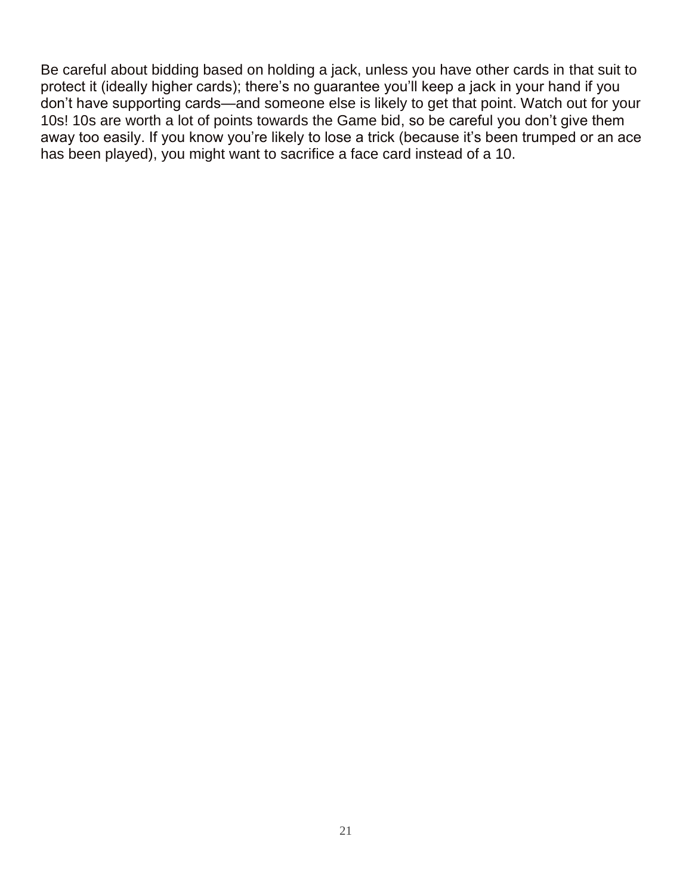Be careful about bidding based on holding a jack, unless you have other cards in that suit to protect it (ideally higher cards); there's no guarantee you'll keep a jack in your hand if you don't have supporting cards—and someone else is likely to get that point. Watch out for your 10s! 10s are worth a lot of points towards the Game bid, so be careful you don't give them away too easily. If you know you're likely to lose a trick (because it's been trumped or an ace has been played), you might want to sacrifice a face card instead of a 10.